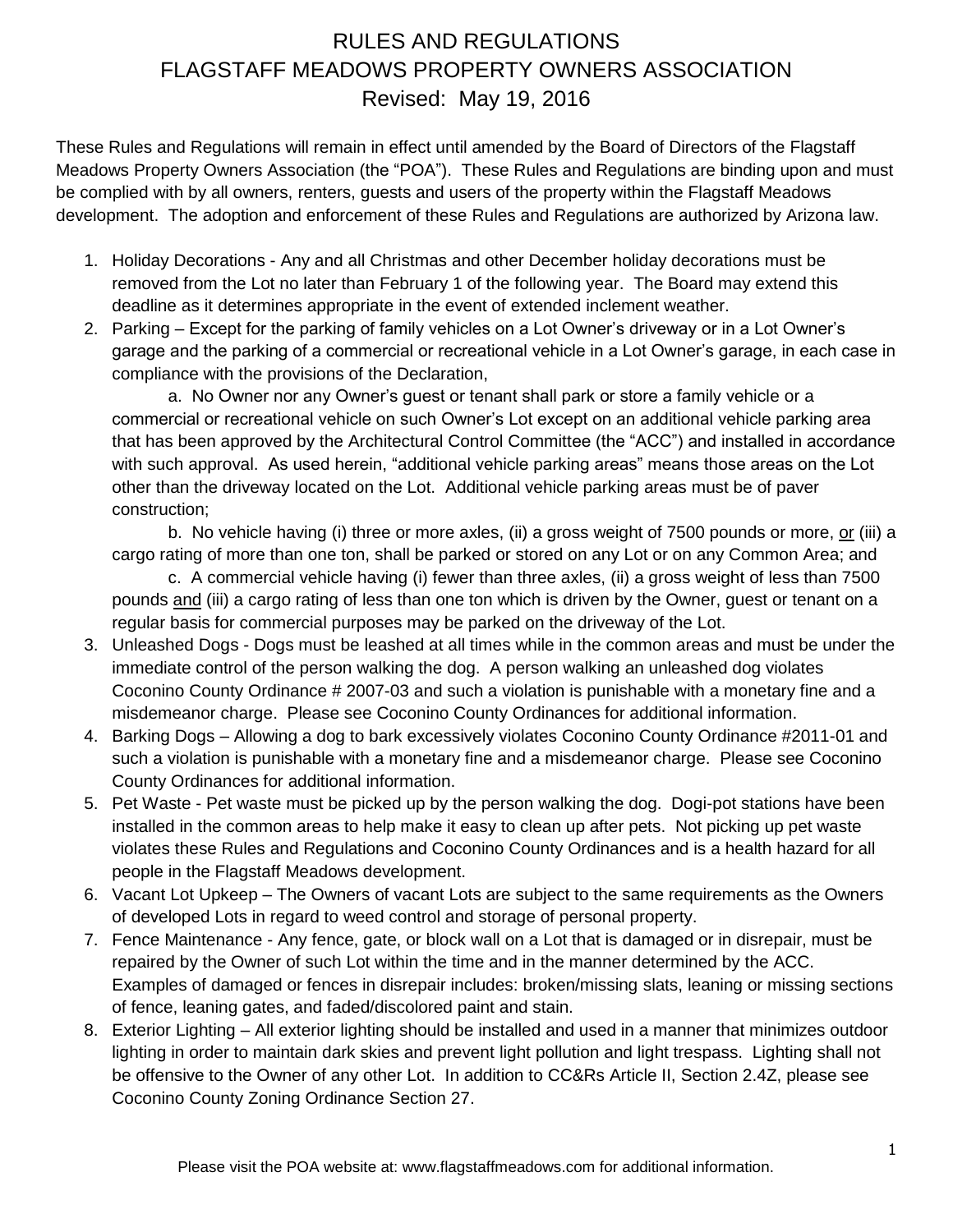# RULES AND REGULATIONS
# FLAGSTAFF MEADOWS PROPERTY OWNERS ASSOCIATION
## Revised: May 19, 2016

These Rules and Regulations will remain in effect until amended by the Board of Directors of the Flagstaff Meadows Property Owners Association (the "POA"). These Rules and Regulations are binding upon and must be complied with by all owners, renters, guests and users of the property within the Flagstaff Meadows development. The adoption and enforcement of these Rules and Regulations are authorized by Arizona law.

1. Holiday Decorations - Any and all Christmas and other December holiday decorations must be removed from the Lot no later than February 1 of the following year. The Board may extend this deadline as it determines appropriate in the event of extended inclement weather.
2. Parking – Except for the parking of family vehicles on a Lot Owner's driveway or in a Lot Owner's garage and the parking of a commercial or recreational vehicle in a Lot Owner's garage, in each case in compliance with the provisions of the Declaration,

   a. No Owner nor any Owner's guest or tenant shall park or store a family vehicle or a commercial or recreational vehicle on such Owner's Lot except on an additional vehicle parking area that has been approved by the Architectural Control Committee (the "ACC") and installed in accordance with such approval. As used herein, "additional vehicle parking areas" means those areas on the Lot other than the driveway located on the Lot. Additional vehicle parking areas must be of paver construction;

   b. No vehicle having (i) three or more axles, (ii) a gross weight of 7500 pounds or more, <u>or</u> (iii) a cargo rating of more than one ton, shall be parked or stored on any Lot or on any Common Area; and

   c. A commercial vehicle having (i) fewer than three axles, (ii) a gross weight of less than 7500 pounds <u>and</u> (iii) a cargo rating of less than one ton which is driven by the Owner, guest or tenant on a regular basis for commercial purposes may be parked on the driveway of the Lot.
3. Unleashed Dogs - Dogs must be leashed at all times while in the common areas and must be under the immediate control of the person walking the dog. A person walking an unleashed dog violates Coconino County Ordinance # 2007-03 and such a violation is punishable with a monetary fine and a misdemeanor charge. Please see Coconino County Ordinances for additional information.
4. Barking Dogs – Allowing a dog to bark excessively violates Coconino County Ordinance #2011-01 and such a violation is punishable with a monetary fine and a misdemeanor charge. Please see Coconino County Ordinances for additional information.
5. Pet Waste - Pet waste must be picked up by the person walking the dog. Dogi-pot stations have been installed in the common areas to help make it easy to clean up after pets. Not picking up pet waste violates these Rules and Regulations and Coconino County Ordinances and is a health hazard for all people in the Flagstaff Meadows development.
6. Vacant Lot Upkeep – The Owners of vacant Lots are subject to the same requirements as the Owners of developed Lots in regard to weed control and storage of personal property.
7. Fence Maintenance - Any fence, gate, or block wall on a Lot that is damaged or in disrepair, must be repaired by the Owner of such Lot within the time and in the manner determined by the ACC. Examples of damaged or fences in disrepair includes: broken/missing slats, leaning or missing sections of fence, leaning gates, and faded/discolored paint and stain.
8. Exterior Lighting – All exterior lighting should be installed and used in a manner that minimizes outdoor lighting in order to maintain dark skies and prevent light pollution and light trespass. Lighting shall not be offensive to the Owner of any other Lot. In addition to CC&Rs Article II, Section 2.4Z, please see Coconino County Zoning Ordinance Section 27.

Please visit the POA website at: www.flagstaffmeadows.com for additional information.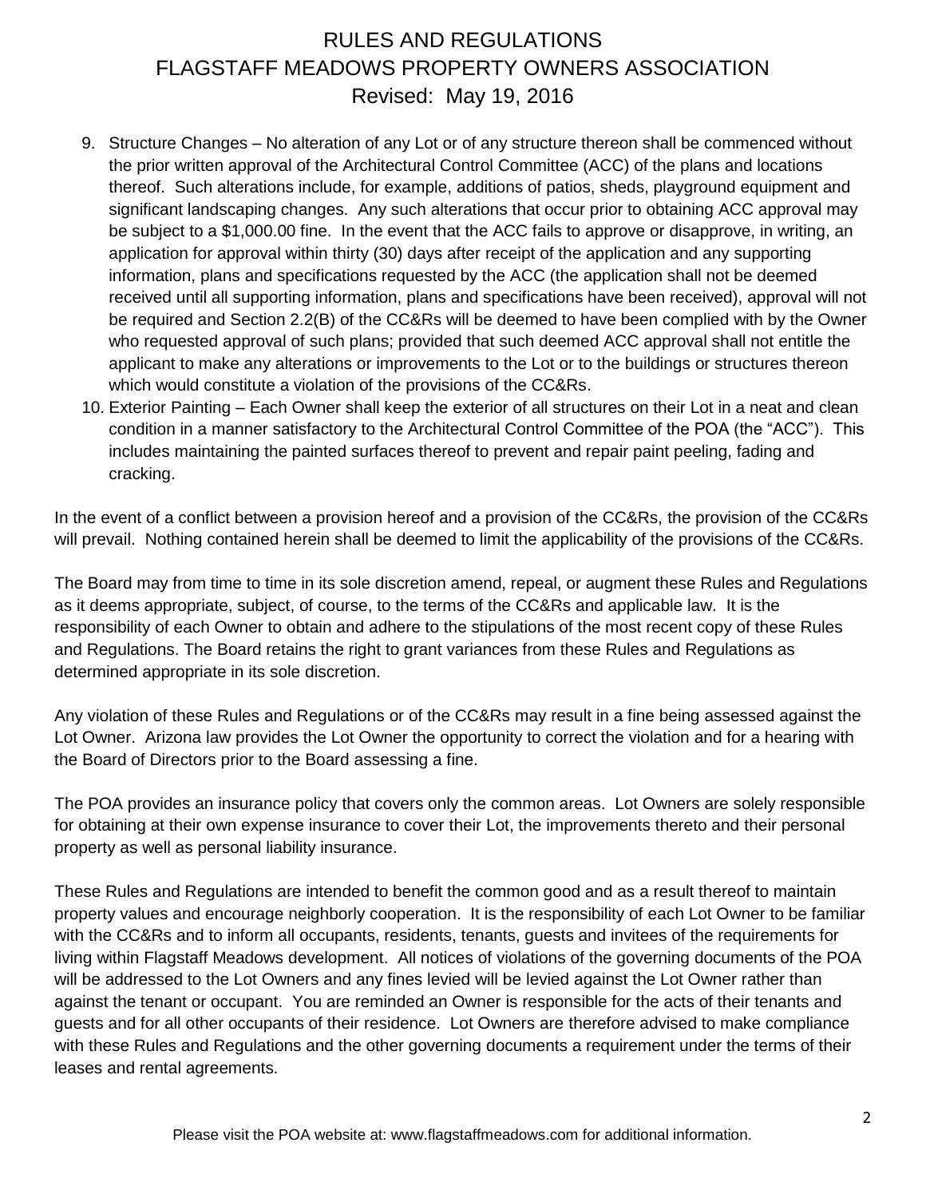# RULES AND REGULATIONS
# FLAGSTAFF MEADOWS PROPERTY OWNERS ASSOCIATION
## Revised: May 19, 2016

9. Structure Changes – No alteration of any Lot or of any structure thereon shall be commenced without the prior written approval of the Architectural Control Committee (ACC) of the plans and locations thereof. Such alterations include, for example, additions of patios, sheds, playground equipment and significant landscaping changes. Any such alterations that occur prior to obtaining ACC approval may be subject to a $1,000.00 fine. In the event that the ACC fails to approve or disapprove, in writing, an application for approval within thirty (30) days after receipt of the application and any supporting information, plans and specifications requested by the ACC (the application shall not be deemed received until all supporting information, plans and specifications have been received), approval will not be required and Section 2.2(B) of the CC&Rs will be deemed to have been complied with by the Owner who requested approval of such plans; provided that such deemed ACC approval shall not entitle the applicant to make any alterations or improvements to the Lot or to the buildings or structures thereon which would constitute a violation of the provisions of the CC&Rs.
10. Exterior Painting – Each Owner shall keep the exterior of all structures on their Lot in a neat and clean condition in a manner satisfactory to the Architectural Control Committee of the POA (the "ACC"). This includes maintaining the painted surfaces thereof to prevent and repair paint peeling, fading and cracking.

In the event of a conflict between a provision hereof and a provision of the CC&Rs, the provision of the CC&Rs will prevail. Nothing contained herein shall be deemed to limit the applicability of the provisions of the CC&Rs.

The Board may from time to time in its sole discretion amend, repeal, or augment these Rules and Regulations as it deems appropriate, subject, of course, to the terms of the CC&Rs and applicable law. It is the responsibility of each Owner to obtain and adhere to the stipulations of the most recent copy of these Rules and Regulations. The Board retains the right to grant variances from these Rules and Regulations as determined appropriate in its sole discretion.

Any violation of these Rules and Regulations or of the CC&Rs may result in a fine being assessed against the Lot Owner. Arizona law provides the Lot Owner the opportunity to correct the violation and for a hearing with the Board of Directors prior to the Board assessing a fine.

The POA provides an insurance policy that covers only the common areas. Lot Owners are solely responsible for obtaining at their own expense insurance to cover their Lot, the improvements thereto and their personal property as well as personal liability insurance.

These Rules and Regulations are intended to benefit the common good and as a result thereof to maintain property values and encourage neighborly cooperation. It is the responsibility of each Lot Owner to be familiar with the CC&Rs and to inform all occupants, residents, tenants, guests and invitees of the requirements for living within Flagstaff Meadows development. All notices of violations of the governing documents of the POA will be addressed to the Lot Owners and any fines levied will be levied against the Lot Owner rather than against the tenant or occupant. You are reminded an Owner is responsible for the acts of their tenants and guests and for all other occupants of their residence. Lot Owners are therefore advised to make compliance with these Rules and Regulations and the other governing documents a requirement under the terms of their leases and rental agreements.

Please visit the POA website at: www.flagstaffmeadows.com for additional information.